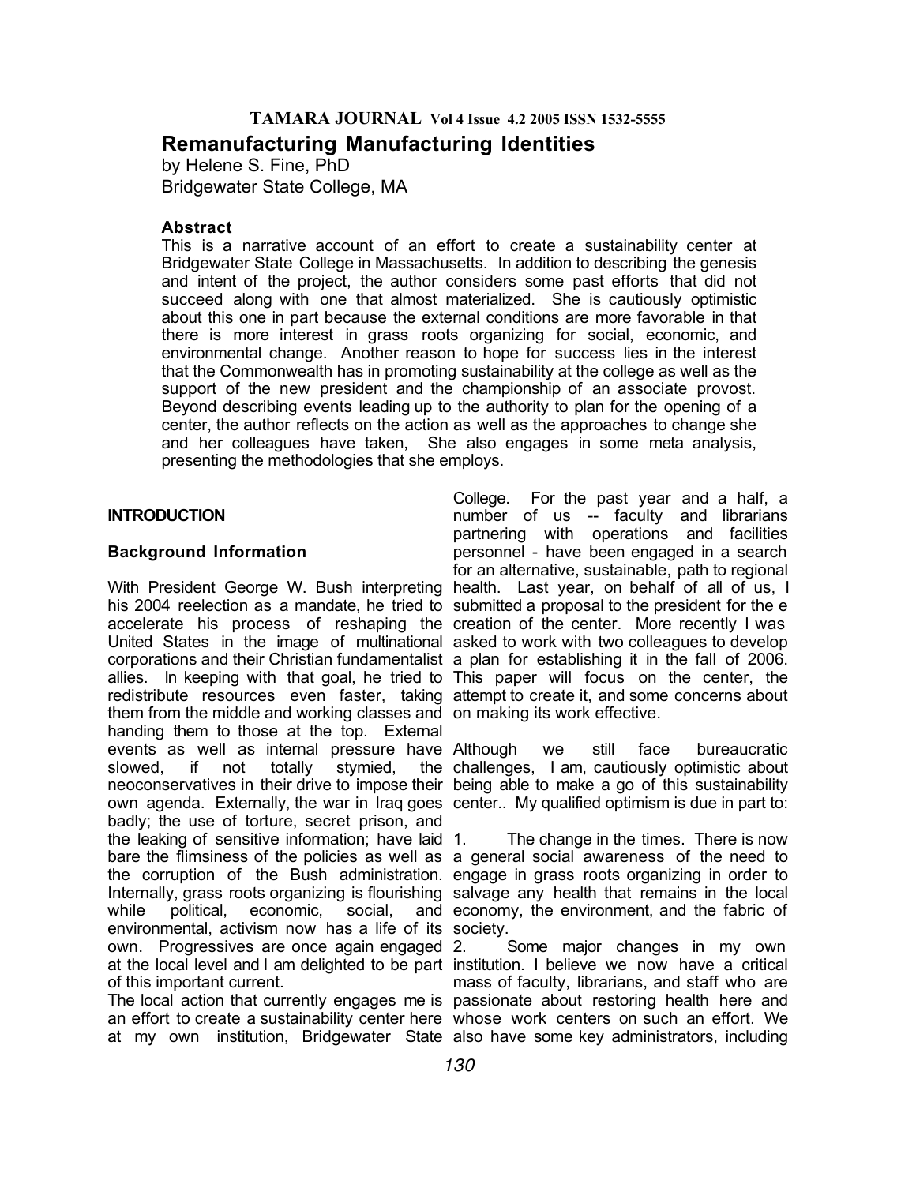# Remanufacturing Manufacturing Identities

by Helene S. Fine, PhD
Bridgewater State College, MA

### Abstract

This is a narrative account of an effort to create a sustainability center at Bridgewater State College in Massachusetts. In addition to describing the genesis and intent of the project, the author considers some past efforts that did not succeed along with one that almost materialized. She is cautiously optimistic about this one in part because the external conditions are more favorable in that there is more interest in grass roots organizing for social, economic, and environmental change. Another reason to hope for success lies in the interest that the Commonwealth has in promoting sustainability at the college as well as the support of the new president and the championship of an associate provost. Beyond describing events leading up to the authority to plan for the opening of a center, the author reflects on the action as well as the approaches to change she and her colleagues have taken, She also engages in some meta analysis, presenting the methodologies that she employs.

## INTRODUCTION

### Background Information

With President George W. Bush interpreting his 2004 reelection as a mandate, he tried to accelerate his process of reshaping the United States in the image of multinational corporations and their Christian fundamentalist allies. In keeping with that goal, he tried to redistribute resources even faster, taking them from the middle and working classes and handing them to those at the top. External events as well as internal pressure have slowed, if not totally stymied, the neoconservatives in their drive to impose their own agenda. Externally, the war in Iraq goes badly; the use of torture, secret prison, and the leaking of sensitive information; have laid bare the flimsiness of the policies as well as the corruption of the Bush administration. Internally, grass roots organizing is flourishing while political, economic, social, and environmental, activism now has a life of its own. Progressives are once again engaged at the local level and I am delighted to be part of this important current.

The local action that currently engages me is an effort to create a sustainability center here at my own institution, Bridgewater State College. For the past year and a half, a number of us -- faculty and librarians partnering with operations and facilities personnel - have been engaged in a search for an alternative, sustainable, path to regional health. Last year, on behalf of all of us, I submitted a proposal to the president for the e creation of the center. More recently I was asked to work with two colleagues to develop a plan for establishing it in the fall of 2006. This paper will focus on the center, the attempt to create it, and some concerns about on making its work effective.

Although we still face bureaucratic challenges, I am, cautiously optimistic about being able to make a go of this sustainability center.. My qualified optimism is due in part to:

1. The change in the times. There is now a general social awareness of the need to engage in grass roots organizing in order to salvage any health that remains in the local economy, the environment, and the fabric of society.
2. Some major changes in my own institution. I believe we now have a critical mass of faculty, librarians, and staff who are passionate about restoring health here and whose work centers on such an effort. We also have some key administrators, including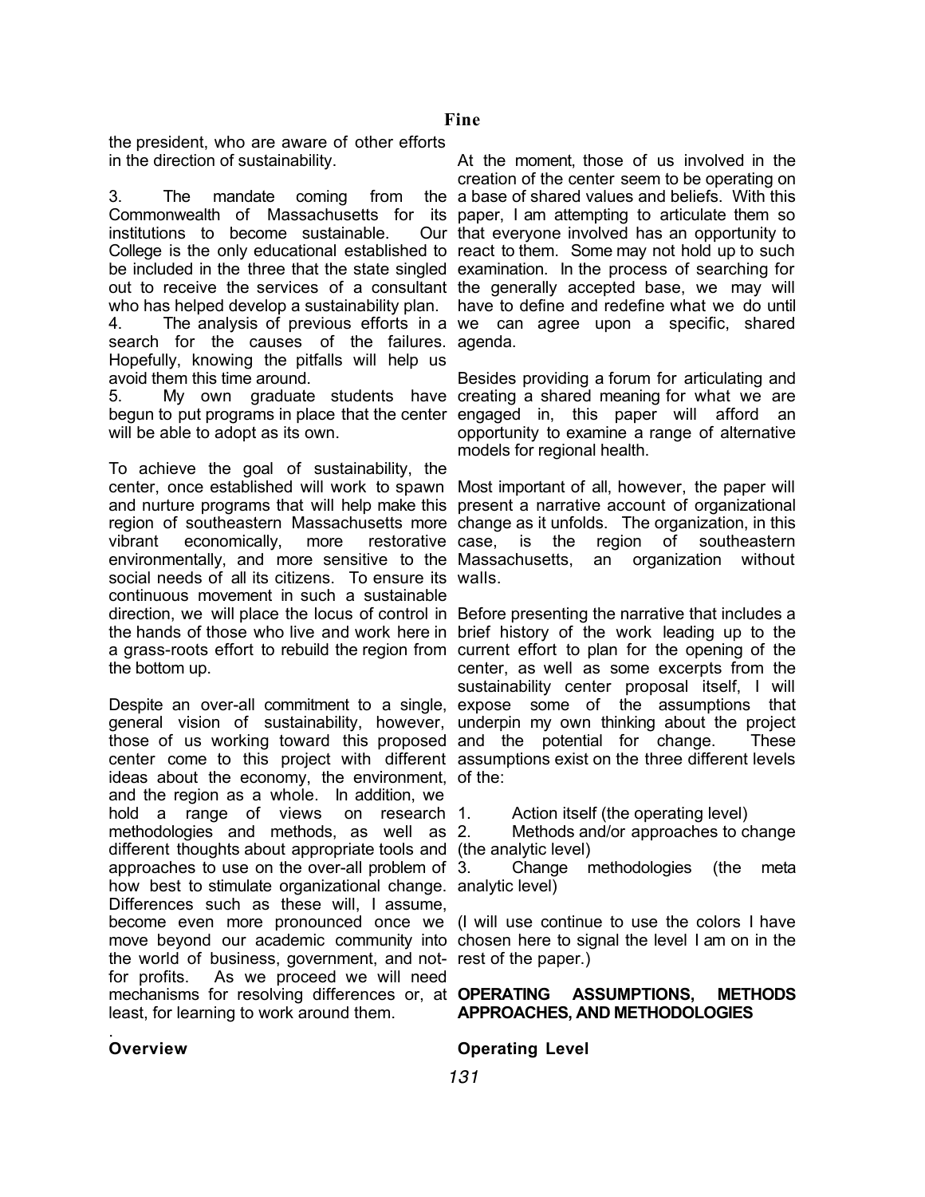the president, who are aware of other efforts in the direction of sustainability.

3. The mandate coming from the Commonwealth of Massachusetts for its institutions to become sustainable. Our College is the only educational established to be included in the three that the state singled out to receive the services of a consultant who has helped develop a sustainability plan.
4. The analysis of previous efforts in a search for the causes of the failures. Hopefully, knowing the pitfalls will help us avoid them this time around.
5. My own graduate students have begun to put programs in place that the center will be able to adopt as its own.

To achieve the goal of sustainability, the center, once established will work to spawn and nurture programs that will help make this region of southeastern Massachusetts more vibrant economically, more restorative environmentally, and more sensitive to the social needs of all its citizens. To ensure its continuous movement in such a sustainable direction, we will place the locus of control in the hands of those who live and work here in a grass-roots effort to rebuild the region from the bottom up.

Despite an over-all commitment to a single, general vision of sustainability, however, those of us working toward this proposed center come to this project with different ideas about the economy, the environment, and the region as a whole. In addition, we hold a range of views on research methodologies and methods, as well as different thoughts about appropriate tools and approaches to use on the over-all problem of how best to stimulate organizational change. Differences such as these will, I assume, become even more pronounced once we move beyond our academic community into the world of business, government, and not-for profits. As we proceed we will need mechanisms for resolving differences or, at least, for learning to work around them.

.

## Overview

At the moment, those of us involved in the creation of the center seem to be operating on a base of shared values and beliefs. With this paper, I am attempting to articulate them so that everyone involved has an opportunity to react to them. Some may not hold up to such examination. In the process of searching for the generally accepted base, we may will have to define and redefine what we do until we can agree upon a specific, shared agenda.

Besides providing a forum for articulating and creating a shared meaning for what we are engaged in, this paper will afford an opportunity to examine a range of alternative models for regional health.

Most important of all, however, the paper will present a narrative account of organizational change as it unfolds. The organization, in this case, is the region of southeastern Massachusetts, an organization without walls.

Before presenting the narrative that includes a brief history of the work leading up to the current effort to plan for the opening of the center, as well as some excerpts from the sustainability center proposal itself, I will expose some of the assumptions that underpin my own thinking about the project and the potential for change. These assumptions exist on the three different levels of the:

1. Action itself (the operating level)
2. Methods and/or approaches to change (the analytic level)
3. Change methodologies (the meta analytic level)

(I will use continue to use the colors I have chosen here to signal the level I am on in the rest of the paper.)

## OPERATING ASSUMPTIONS, METHODS APPROACHES, AND METHODOLOGIES

### Operating Level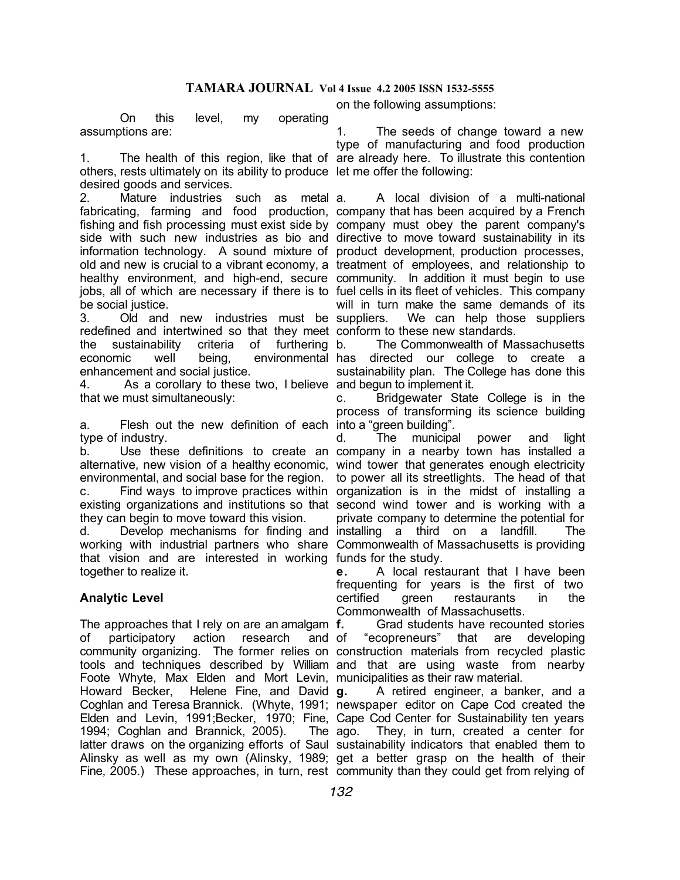On this level, my operating assumptions are:

1. The health of this region, like that of others, rests ultimately on its ability to produce desired goods and services.
2. Mature industries such as metal fabricating, farming and food production, fishing and fish processing must exist side by side with such new industries as bio and information technology. A sound mixture of old and new is crucial to a vibrant economy, a healthy environment, and high-end, secure jobs, all of which are necessary if there is to be social justice.
3. Old and new industries must be redefined and intertwined so that they meet the sustainability criteria of furthering economic well being, environmental enhancement and social justice.
4. As a corollary to these two, I believe that we must simultaneously:

a. Flesh out the new definition of each type of industry.
b. Use these definitions to create an alternative, new vision of a healthy economic, environmental, and social base for the region.
c. Find ways to improve practices within existing organizations and institutions so that they can begin to move toward this vision.
d. Develop mechanisms for finding and working with industrial partners who share that vision and are interested in working together to realize it.

## Analytic Level

The approaches that I rely on are an amalgam of participatory action research and community organizing. The former relies on tools and techniques described by William Foote Whyte, Max Elden and Mort Levin, Howard Becker, Helene Fine, and David Coghlan and Teresa Brannick. (Whyte, 1991; Elden and Levin, 1991;Becker, 1970; Fine, 1994; Coghlan and Brannick, 2005). The latter draws on the organizing efforts of Saul Alinsky as well as my own (Alinsky, 1989; Fine, 2005.) These approaches, in turn, rest on the following assumptions:

1. The seeds of change toward a new type of manufacturing and food production are already here. To illustrate this contention let me offer the following:

a. A local division of a multi-national company that has been acquired by a French company must obey the parent company's directive to move toward sustainability in its product development, production processes, treatment of employees, and relationship to community. In addition it must begin to use fuel cells in its fleet of vehicles. This company will in turn make the same demands of its suppliers. We can help those suppliers conform to these new standards.
b. The Commonwealth of Massachusetts has directed our college to create a sustainability plan. The College has done this and begun to implement it.
c. Bridgewater State College is in the process of transforming its science building into a "green building".
d. The municipal power and light company in a nearby town has installed a wind tower that generates enough electricity to power all its streetlights. The head of that organization is in the midst of installing a second wind tower and is working with a private company to determine the potential for installing a third on a landfill. The Commonwealth of Massachusetts is providing funds for the study.
**e.** A local restaurant that I have been frequenting for years is the first of two certified green restaurants in the Commonwealth of Massachusetts.
**f.** Grad students have recounted stories of "ecopreneurs" that are developing construction materials from recycled plastic and that are using waste from nearby municipalities as their raw material.
**g.** A retired engineer, a banker, and a newspaper editor on Cape Cod created the Cape Cod Center for Sustainability ten years ago. They, in turn, created a center for sustainability indicators that enabled them to get a better grasp on the health of their community than they could get from relying of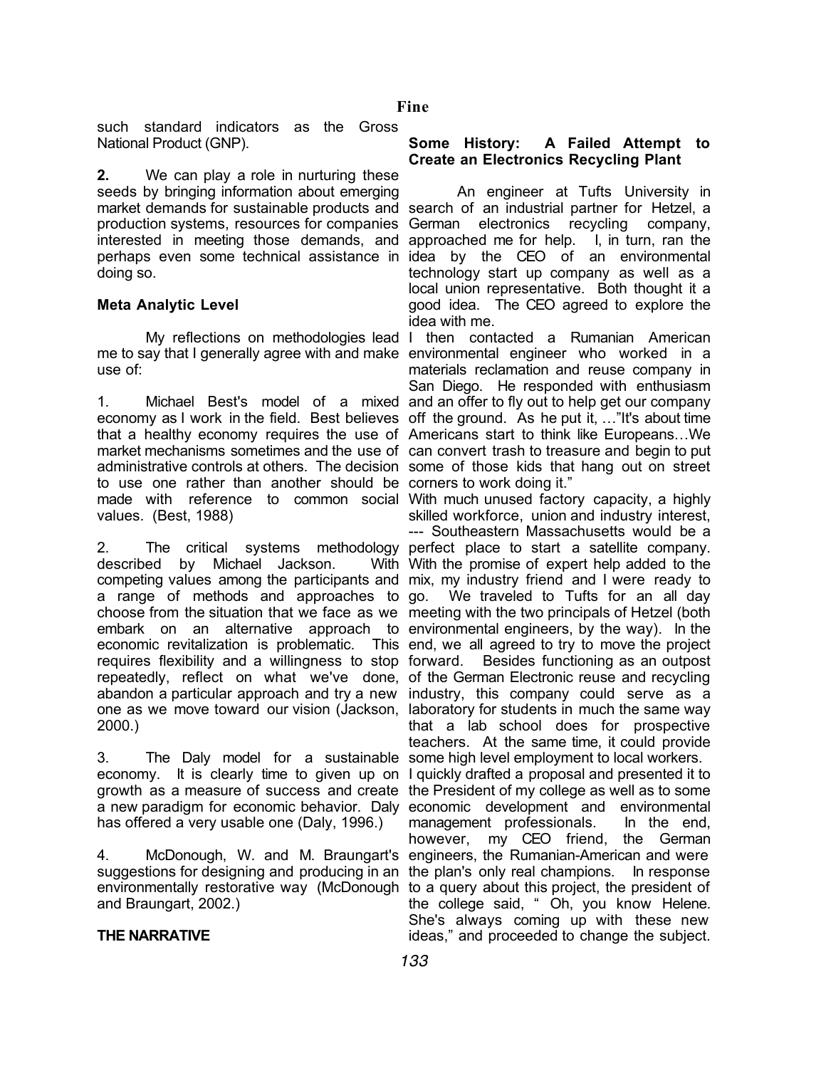such standard indicators as the Gross National Product (GNP).

**2.** We can play a role in nurturing these seeds by bringing information about emerging market demands for sustainable products and production systems, resources for companies interested in meeting those demands, and perhaps even some technical assistance in doing so.

**Meta Analytic Level**

My reflections on methodologies lead me to say that I generally agree with and make use of:

1. Michael Best's model of a mixed economy as I work in the field. Best believes that a healthy economy requires the use of market mechanisms sometimes and the use of administrative controls at others. The decision to use one rather than another should be made with reference to common social values. (Best, 1988)

2. The critical systems methodology described by Michael Jackson. With competing values among the participants and a range of methods and approaches to choose from the situation that we face as we embark on an alternative approach to economic revitalization is problematic. This requires flexibility and a willingness to stop repeatedly, reflect on what we've done, abandon a particular approach and try a new one as we move toward our vision (Jackson, 2000.)

3. The Daly model for a sustainable economy. It is clearly time to given up on growth as a measure of success and create a new paradigm for economic behavior. Daly has offered a very usable one (Daly, 1996.)

4. McDonough, W. and M. Braungart's suggestions for designing and producing in an environmentally restorative way (McDonough and Braungart, 2002.)

**THE NARRATIVE**

**Some History: A Failed Attempt to Create an Electronics Recycling Plant**

An engineer at Tufts University in search of an industrial partner for Hetzel, a German electronics recycling company, approached me for help. I, in turn, ran the idea by the CEO of an environmental technology start up company as well as a local union representative. Both thought it a good idea. The CEO agreed to explore the idea with me.

I then contacted a Rumanian American environmental engineer who worked in a materials reclamation and reuse company in San Diego. He responded with enthusiasm and an offer to fly out to help get our company off the ground. As he put it, …"It's about time Americans start to think like Europeans…We can convert trash to treasure and begin to put some of those kids that hang out on street corners to work doing it."

With much unused factory capacity, a highly skilled workforce, union and industry interest, --- Southeastern Massachusetts would be a perfect place to start a satellite company. With the promise of expert help added to the mix, my industry friend and I were ready to go. We traveled to Tufts for an all day meeting with the two principals of Hetzel (both environmental engineers, by the way). In the end, we all agreed to try to move the project forward. Besides functioning as an outpost of the German Electronic reuse and recycling industry, this company could serve as a laboratory for students in much the same way that a lab school does for prospective teachers. At the same time, it could provide some high level employment to local workers.

I quickly drafted a proposal and presented it to the President of my college as well as to some economic development and environmental management professionals. In the end, however, my CEO friend, the German engineers, the Rumanian-American and were the plan's only real champions. In response to a query about this project, the president of the college said, " Oh, you know Helene. She's always coming up with these new ideas," and proceeded to change the subject.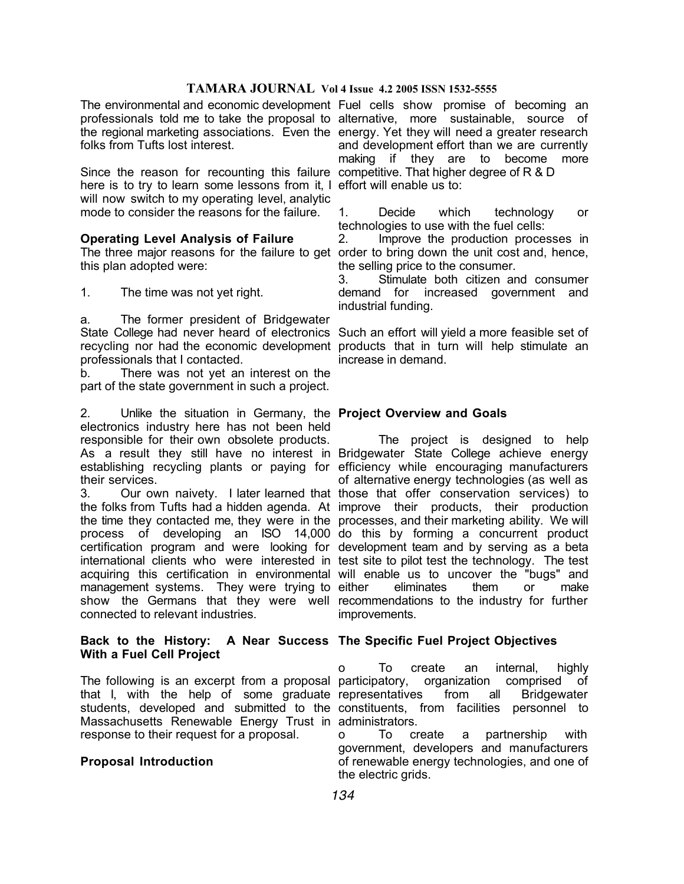The environmental and economic development professionals told me to take the proposal to the regional marketing associations. Even the folks from Tufts lost interest.

Since the reason for recounting this failure here is to try to learn some lessons from it, I will now switch to my operating level, analytic mode to consider the reasons for the failure.

### Operating Level Analysis of Failure

The three major reasons for the failure to get this plan adopted were:

1. The time was not yet right.

a. The former president of Bridgewater State College had never heard of electronics recycling nor had the economic development professionals that I contacted.
b. There was not yet an interest on the part of the state government in such a project.

2. Unlike the situation in Germany, the electronics industry here has not been held responsible for their own obsolete products. As a result they still have no interest in establishing recycling plants or paying for their services.
3. Our own naivety. I later learned that the folks from Tufts had a hidden agenda. At the time they contacted me, they were in the process of developing an ISO 14,000 certification program and were looking for international clients who were interested in acquiring this certification in environmental management systems. They were trying to show the Germans that they were well connected to relevant industries.

### Back to the History: A Near Success With a Fuel Cell Project

The following is an excerpt from a proposal that I, with the help of some graduate students, developed and submitted to the Massachusetts Renewable Energy Trust in response to their request for a proposal.

### Proposal Introduction

Fuel cells show promise of becoming an alternative, more sustainable, source of energy. Yet they will need a greater research and development effort than we are currently making if they are to become more competitive. That higher degree of R & D effort will enable us to:

1. Decide which technology or technologies to use with the fuel cells:
2. Improve the production processes in order to bring down the unit cost and, hence, the selling price to the consumer.
3. Stimulate both citizen and consumer demand for increased government and industrial funding.

Such an effort will yield a more feasible set of products that in turn will help stimulate an increase in demand.

### Project Overview and Goals

The project is designed to help Bridgewater State College achieve energy efficiency while encouraging manufacturers of alternative energy technologies (as well as those that offer conservation services) to improve their products, their production processes, and their marketing ability. We will do this by forming a concurrent product development team and by serving as a beta test site to pilot test the technology. The test will enable us to uncover the "bugs" and either eliminates them or make recommendations to the industry for further improvements.

### The Specific Fuel Project Objectives

- To create an internal, highly participatory, organization comprised of representatives from all Bridgewater constituents, from facilities personnel to administrators.
- To create a partnership with government, developers and manufacturers of renewable energy technologies, and one of the electric grids.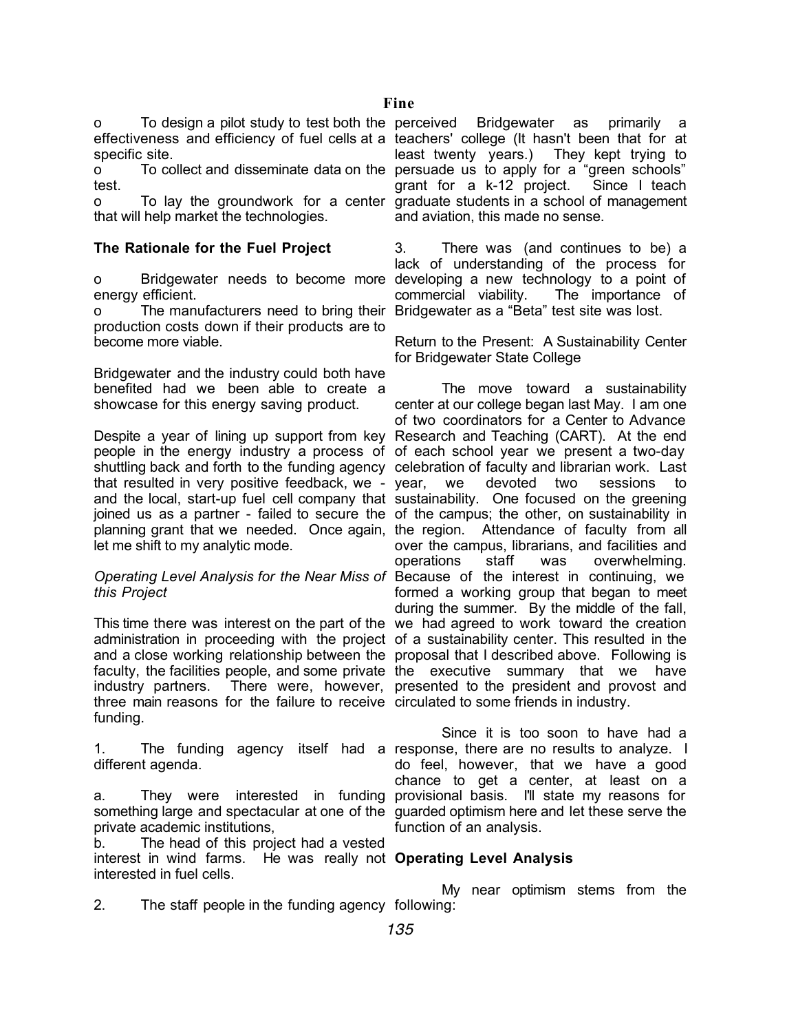o To design a pilot study to test both the effectiveness and efficiency of fuel cells at a specific site.

o To collect and disseminate data on the test.

o To lay the groundwork for a center that will help market the technologies.

**The Rationale for the Fuel Project**

o Bridgewater needs to become more energy efficient.

o The manufacturers need to bring their production costs down if their products are to become more viable.

Bridgewater and the industry could both have benefited had we been able to create a showcase for this energy saving product.

Despite a year of lining up support from key people in the energy industry a process of shuttling back and forth to the funding agency that resulted in very positive feedback, we - and the local, start-up fuel cell company that joined us as a partner - failed to secure the planning grant that we needed. Once again, let me shift to my analytic mode.

*Operating Level Analysis for the Near Miss of this Project*

This time there was interest on the part of the administration in proceeding with the project and a close working relationship between the faculty, the facilities people, and some private industry partners. There were, however, three main reasons for the failure to receive funding.

1. The funding agency itself had a different agenda.

a. They were interested in funding something large and spectacular at one of the private academic institutions,

b. The head of this project had a vested interest in wind farms. He was really not interested in fuel cells.

2. The staff people in the funding agency perceived Bridgewater as primarily a teachers' college (It hasn't been that for at least twenty years.) They kept trying to persuade us to apply for a "green schools" grant for a k-12 project. Since I teach graduate students in a school of management and aviation, this made no sense.

3. There was (and continues to be) a lack of understanding of the process for developing a new technology to a point of commercial viability. The importance of Bridgewater as a "Beta" test site was lost.

Return to the Present: A Sustainability Center for Bridgewater State College

The move toward a sustainability center at our college began last May. I am one of two coordinators for a Center to Advance Research and Teaching (CART). At the end of each school year we present a two-day celebration of faculty and librarian work. Last year, we devoted two sessions to sustainability. One focused on the greening of the campus; the other, on sustainability in the region. Attendance of faculty from all over the campus, librarians, and facilities and operations staff was overwhelming. Because of the interest in continuing, we formed a working group that began to meet during the summer. By the middle of the fall, we had agreed to work toward the creation of a sustainability center. This resulted in the proposal that I described above. Following is the executive summary that we have presented to the president and provost and circulated to some friends in industry.

Since it is too soon to have had a response, there are no results to analyze. I do feel, however, that we have a good chance to get a center, at least on a provisional basis. I'll state my reasons for guarded optimism here and let these serve the function of an analysis.

**Operating Level Analysis**

My near optimism stems from the following: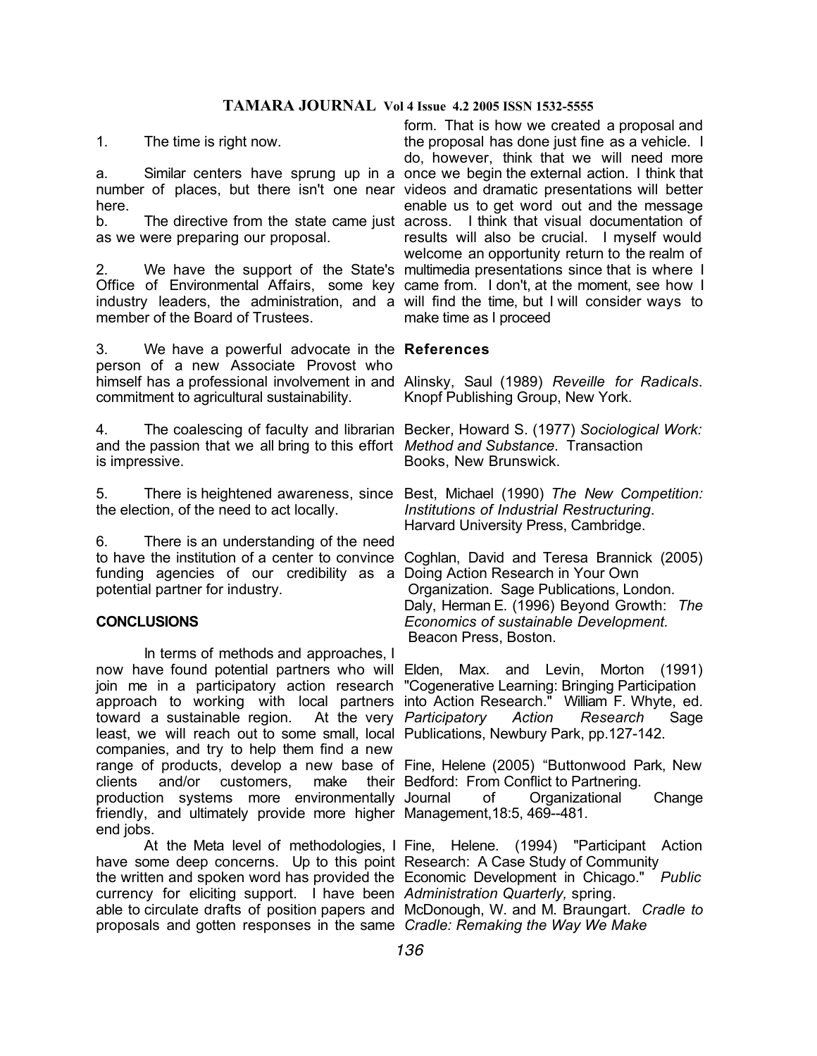1. The time is right now.

a. Similar centers have sprung up in a number of places, but there isn't one near here.

b. The directive from the state came just as we were preparing our proposal.

2. We have the support of the State's Office of Environmental Affairs, some key industry leaders, the administration, and a member of the Board of Trustees.

3. We have a powerful advocate in the person of a new Associate Provost who himself has a professional involvement in and commitment to agricultural sustainability.

4. The coalescing of faculty and librarian and the passion that we all bring to this effort is impressive.

5. There is heightened awareness, since the election, of the need to act locally.

6. There is an understanding of the need to have the institution of a center to convince funding agencies of our credibility as a potential partner for industry.

## CONCLUSIONS

In terms of methods and approaches, I now have found potential partners who will join me in a participatory action research approach to working with local partners toward a sustainable region. At the very least, we will reach out to some small, local companies, and try to help them find a new range of products, develop a new base of clients and/or customers, make their production systems more environmentally friendly, and ultimately provide more higher end jobs.

At the Meta level of methodologies, I have some deep concerns. Up to this point the written and spoken word has provided the currency for eliciting support. I have been able to circulate drafts of position papers and proposals and gotten responses in the same form. That is how we created a proposal and the proposal has done just fine as a vehicle. I do, however, think that we will need more once we begin the external action. I think that videos and dramatic presentations will better enable us to get word out and the message across. I think that visual documentation of results will also be crucial. I myself would welcome an opportunity return to the realm of multimedia presentations since that is where I came from. I don't, at the moment, see how I will find the time, but I will consider ways to make time as I proceed

## References

Alinsky, Saul (1989) *Reveille for Radicals*. Knopf Publishing Group, New York.

Becker, Howard S. (1977) *Sociological Work: Method and Substance*. Transaction Books, New Brunswick.

Best, Michael (1990) *The New Competition: Institutions of Industrial Restructuring*. Harvard University Press, Cambridge.

Coghlan, David and Teresa Brannick (2005) Doing Action Research in Your Own Organization. Sage Publications, London.

Daly, Herman E. (1996) Beyond Growth: *The Economics of sustainable Development.* Beacon Press, Boston.

Elden, Max. and Levin, Morton (1991) "Cogenerative Learning: Bringing Participation into Action Research." William F. Whyte, ed. *Participatory Action Research* Sage Publications, Newbury Park, pp.127-142.

Fine, Helene (2005) "Buttonwood Park, New Bedford: From Conflict to Partnering. Journal of Organizational Change Management,18:5, 469--481.

Fine, Helene. (1994) "Participant Action Research: A Case Study of Community Economic Development in Chicago." *Public Administration Quarterly,* spring.

McDonough, W. and M. Braungart. *Cradle to Cradle: Remaking the Way We Make*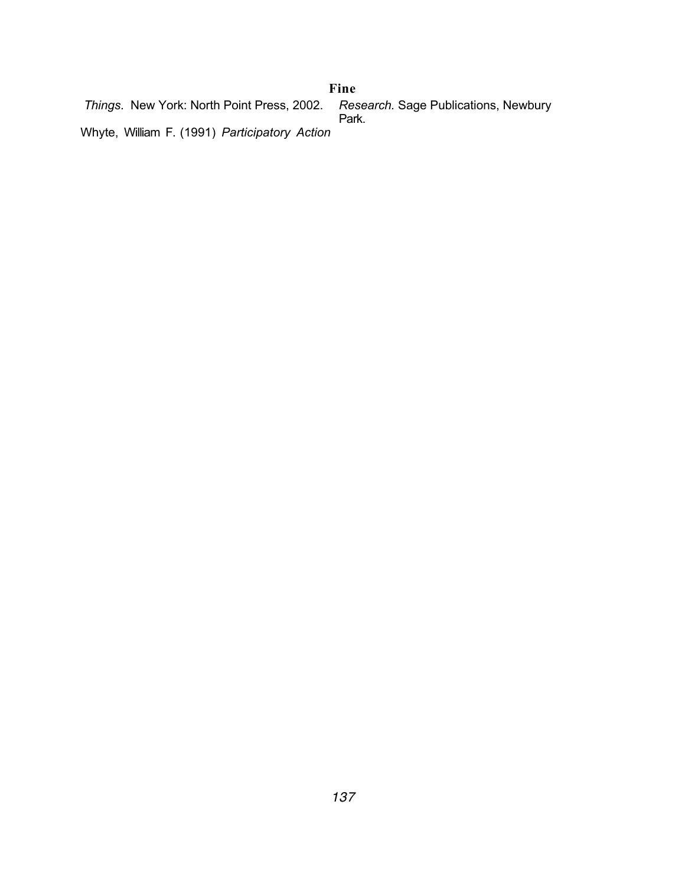*Things*. New York: North Point Press, 2002.

Whyte, William F. (1991) *Participatory Action Research*. Sage Publications, Newbury Park.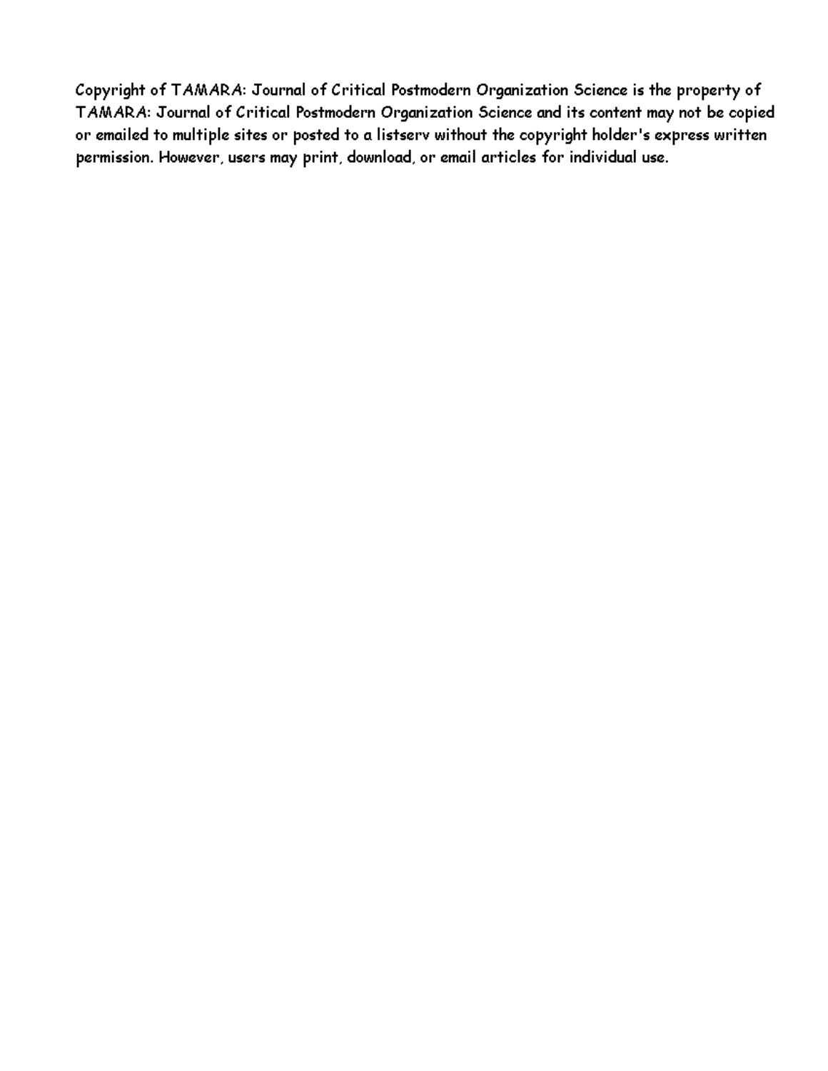Copyright of TAMARA: Journal of Critical Postmodern Organization Science is the property of TAMARA: Journal of Critical Postmodern Organization Science and its content may not be copied or emailed to multiple sites or posted to a listserv without the copyright holder's express written permission. However, users may print, download, or email articles for individual use.